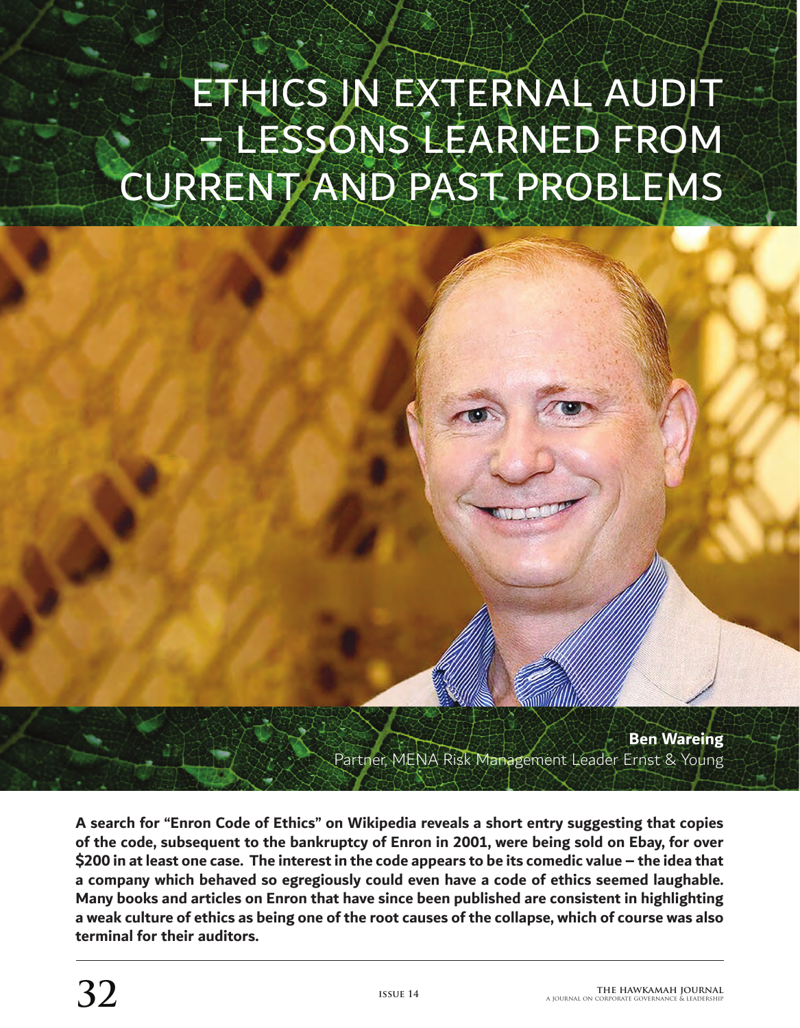# ETHICS IN EXTERNAL AUDIT – LESSONS LEARNED FROM CURRENT AND PAST PROBLEMS

**Ben Wareing**
Partner, MENA Risk Management Leader Ernst & Young

**A search for "Enron Code of Ethics" on Wikipedia reveals a short entry suggesting that copies of the code, subsequent to the bankruptcy of Enron in 2001, were being sold on Ebay, for over $200 in at least one case. The interest in the code appears to be its comedic value – the idea that a company which behaved so egregiously could even have a code of ethics seemed laughable. Many books and articles on Enron that have since been published are consistent in highlighting a weak culture of ethics as being one of the root causes of the collapse, which of course was also terminal for their auditors.**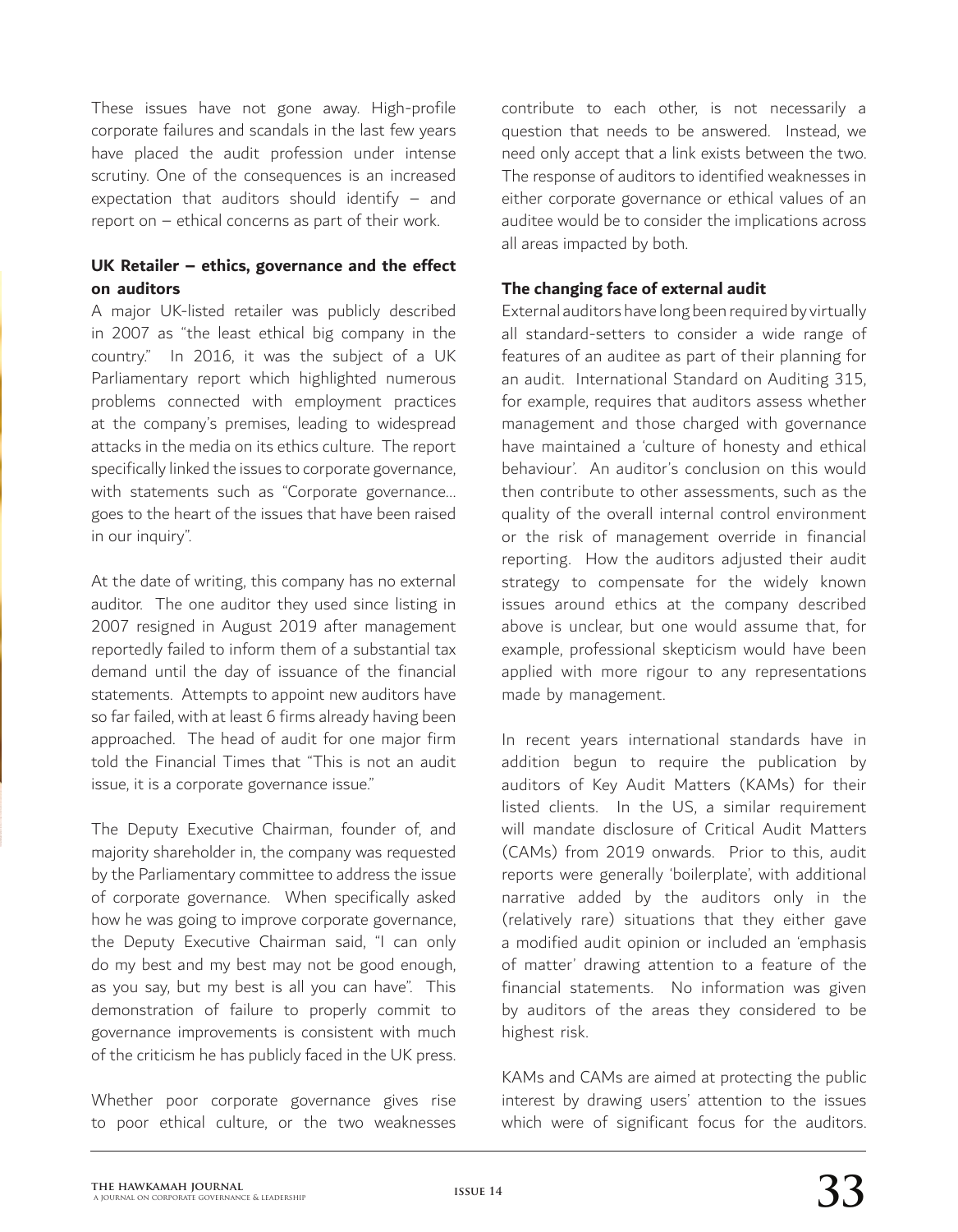These issues have not gone away. High-profile corporate failures and scandals in the last few years have placed the audit profession under intense scrutiny. One of the consequences is an increased expectation that auditors should identify – and report on – ethical concerns as part of their work.

**UK Retailer – ethics, governance and the effect on auditors**

A major UK-listed retailer was publicly described in 2007 as "the least ethical big company in the country." In 2016, it was the subject of a UK Parliamentary report which highlighted numerous problems connected with employment practices at the company's premises, leading to widespread attacks in the media on its ethics culture. The report specifically linked the issues to corporate governance, with statements such as "Corporate governance… goes to the heart of the issues that have been raised in our inquiry".

At the date of writing, this company has no external auditor. The one auditor they used since listing in 2007 resigned in August 2019 after management reportedly failed to inform them of a substantial tax demand until the day of issuance of the financial statements. Attempts to appoint new auditors have so far failed, with at least 6 firms already having been approached. The head of audit for one major firm told the Financial Times that "This is not an audit issue, it is a corporate governance issue."

The Deputy Executive Chairman, founder of, and majority shareholder in, the company was requested by the Parliamentary committee to address the issue of corporate governance. When specifically asked how he was going to improve corporate governance, the Deputy Executive Chairman said, "I can only do my best and my best may not be good enough, as you say, but my best is all you can have". This demonstration of failure to properly commit to governance improvements is consistent with much of the criticism he has publicly faced in the UK press.

Whether poor corporate governance gives rise to poor ethical culture, or the two weaknesses contribute to each other, is not necessarily a question that needs to be answered. Instead, we need only accept that a link exists between the two. The response of auditors to identified weaknesses in either corporate governance or ethical values of an auditee would be to consider the implications across all areas impacted by both.

**The changing face of external audit**

External auditors have long been required by virtually all standard-setters to consider a wide range of features of an auditee as part of their planning for an audit. International Standard on Auditing 315, for example, requires that auditors assess whether management and those charged with governance have maintained a 'culture of honesty and ethical behaviour'. An auditor's conclusion on this would then contribute to other assessments, such as the quality of the overall internal control environment or the risk of management override in financial reporting. How the auditors adjusted their audit strategy to compensate for the widely known issues around ethics at the company described above is unclear, but one would assume that, for example, professional skepticism would have been applied with more rigour to any representations made by management.

In recent years international standards have in addition begun to require the publication by auditors of Key Audit Matters (KAMs) for their listed clients. In the US, a similar requirement will mandate disclosure of Critical Audit Matters (CAMs) from 2019 onwards. Prior to this, audit reports were generally 'boilerplate', with additional narrative added by the auditors only in the (relatively rare) situations that they either gave a modified audit opinion or included an 'emphasis of matter' drawing attention to a feature of the financial statements. No information was given by auditors of the areas they considered to be highest risk.

KAMs and CAMs are aimed at protecting the public interest by drawing users' attention to the issues which were of significant focus for the auditors.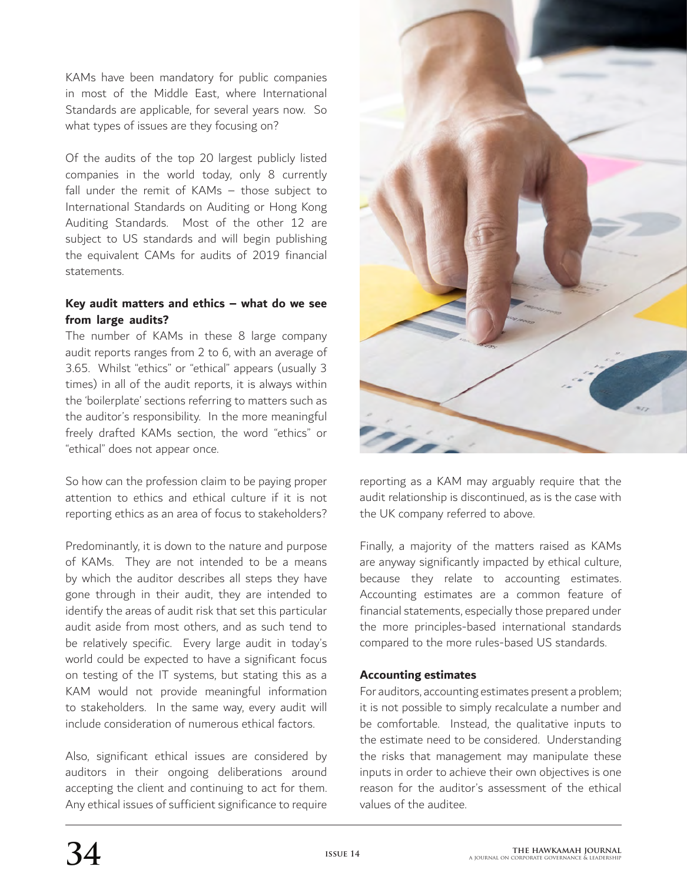KAMs have been mandatory for public companies in most of the Middle East, where International Standards are applicable, for several years now. So what types of issues are they focusing on?

Of the audits of the top 20 largest publicly listed companies in the world today, only 8 currently fall under the remit of KAMs – those subject to International Standards on Auditing or Hong Kong Auditing Standards. Most of the other 12 are subject to US standards and will begin publishing the equivalent CAMs for audits of 2019 financial statements.

**Key audit matters and ethics – what do we see from large audits?**

The number of KAMs in these 8 large company audit reports ranges from 2 to 6, with an average of 3.65. Whilst "ethics" or "ethical" appears (usually 3 times) in all of the audit reports, it is always within the 'boilerplate' sections referring to matters such as the auditor's responsibility. In the more meaningful freely drafted KAMs section, the word "ethics" or "ethical" does not appear once.

So how can the profession claim to be paying proper attention to ethics and ethical culture if it is not reporting ethics as an area of focus to stakeholders?

Predominantly, it is down to the nature and purpose of KAMs. They are not intended to be a means by which the auditor describes all steps they have gone through in their audit, they are intended to identify the areas of audit risk that set this particular audit aside from most others, and as such tend to be relatively specific. Every large audit in today's world could be expected to have a significant focus on testing of the IT systems, but stating this as a KAM would not provide meaningful information to stakeholders. In the same way, every audit will include consideration of numerous ethical factors.

Also, significant ethical issues are considered by auditors in their ongoing deliberations around accepting the client and continuing to act for them. Any ethical issues of sufficient significance to require reporting as a KAM may arguably require that the audit relationship is discontinued, as is the case with the UK company referred to above.

Finally, a majority of the matters raised as KAMs are anyway significantly impacted by ethical culture, because they relate to accounting estimates. Accounting estimates are a common feature of financial statements, especially those prepared under the more principles-based international standards compared to the more rules-based US standards.

**Accounting estimates**

For auditors, accounting estimates present a problem; it is not possible to simply recalculate a number and be comfortable. Instead, the qualitative inputs to the estimate need to be considered. Understanding the risks that management may manipulate these inputs in order to achieve their own objectives is one reason for the auditor's assessment of the ethical values of the auditee.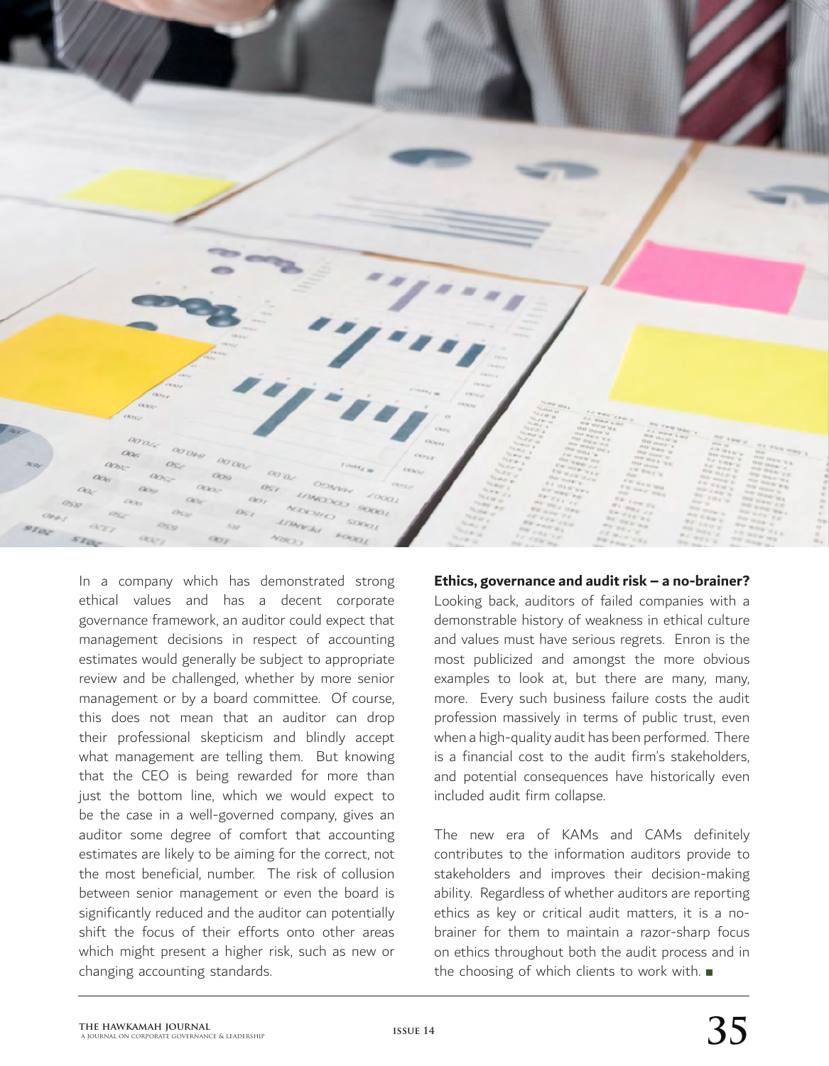In a company which has demonstrated strong ethical values and has a decent corporate governance framework, an auditor could expect that management decisions in respect of accounting estimates would generally be subject to appropriate review and be challenged, whether by more senior management or by a board committee. Of course, this does not mean that an auditor can drop their professional skepticism and blindly accept what management are telling them. But knowing that the CEO is being rewarded for more than just the bottom line, which we would expect to be the case in a well-governed company, gives an auditor some degree of comfort that accounting estimates are likely to be aiming for the correct, not the most beneficial, number. The risk of collusion between senior management or even the board is significantly reduced and the auditor can potentially shift the focus of their efforts onto other areas which might present a higher risk, such as new or changing accounting standards.

**Ethics, governance and audit risk – a no-brainer?**

Looking back, auditors of failed companies with a demonstrable history of weakness in ethical culture and values must have serious regrets. Enron is the most publicized and amongst the more obvious examples to look at, but there are many, many, more. Every such business failure costs the audit profession massively in terms of public trust, even when a high-quality audit has been performed. There is a financial cost to the audit firm's stakeholders, and potential consequences have historically even included audit firm collapse.

The new era of KAMs and CAMs definitely contributes to the information auditors provide to stakeholders and improves their decision-making ability. Regardless of whether auditors are reporting ethics as key or critical audit matters, it is a no-brainer for them to maintain a razor-sharp focus on ethics throughout both the audit process and in the choosing of which clients to work with. ■